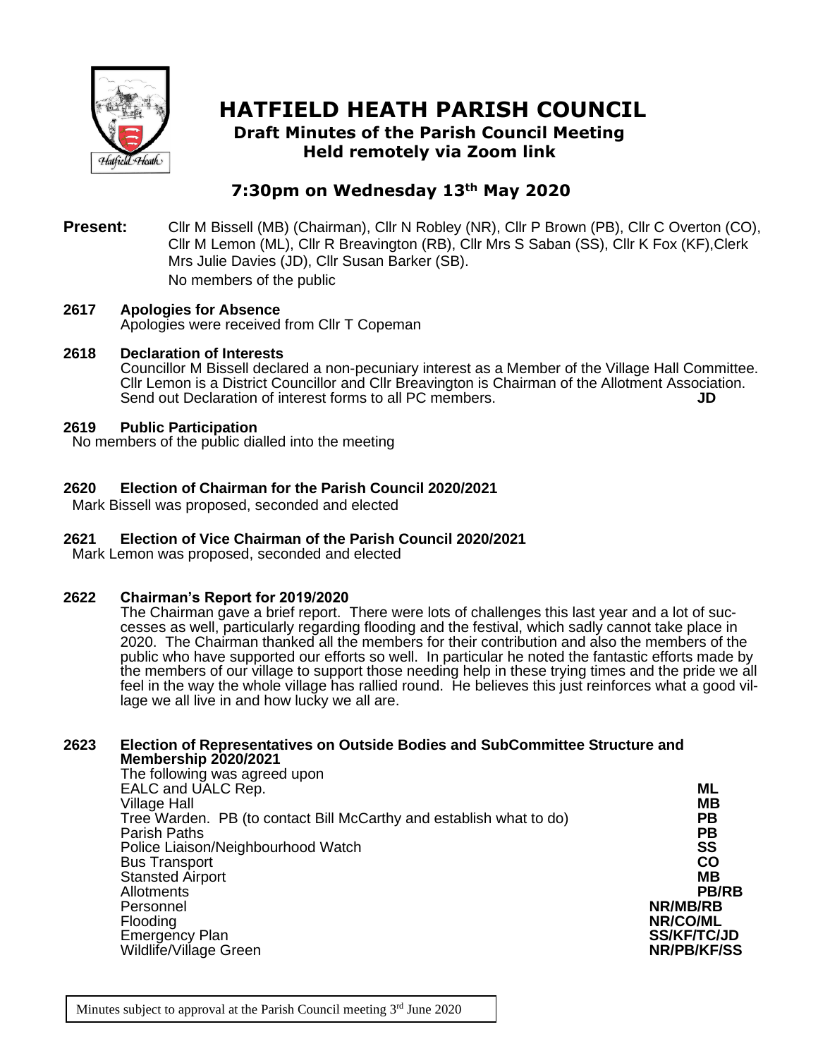# HATFIELD HEATH PARISH COUNCIL

## Draft Minutes of the Parish Council Meeting
## Held remotely via Zoom link

## 7:30pm on Wednesday 13th May 2020

**Present:** Cllr M Bissell (MB) (Chairman), Cllr N Robley (NR), Cllr P Brown (PB), Cllr C Overton (CO), Cllr M Lemon (ML), Cllr R Breavington (RB), Cllr Mrs S Saban (SS), Cllr K Fox (KF),Clerk Mrs Julie Davies (JD), Cllr Susan Barker (SB).
No members of the public

**2617 Apologies for Absence**
Apologies were received from Cllr T Copeman

**2618 Declaration of Interests**
Councillor M Bissell declared a non-pecuniary interest as a Member of the Village Hall Committee. Cllr Lemon is a District Councillor and Cllr Breavington is Chairman of the Allotment Association. Send out Declaration of interest forms to all PC members. **JD**

**2619 Public Participation**
No members of the public dialled into the meeting

**2620 Election of Chairman for the Parish Council 2020/2021**
Mark Bissell was proposed, seconded and elected

**2621 Election of Vice Chairman of the Parish Council 2020/2021**
Mark Lemon was proposed, seconded and elected

**2622 Chairman's Report for 2019/2020**
The Chairman gave a brief report. There were lots of challenges this last year and a lot of successes as well, particularly regarding flooding and the festival, which sadly cannot take place in 2020. The Chairman thanked all the members for their contribution and also the members of the public who have supported our efforts so well. In particular he noted the fantastic efforts made by the members of our village to support those needing help in these trying times and the pride we all feel in the way the whole village has rallied round. He believes this just reinforces what a good village we all live in and how lucky we all are.

**2623 Election of Representatives on Outside Bodies and SubCommittee Structure and Membership 2020/2021**
The following was agreed upon

| | |
|---|---|
| EALC and UALC Rep. | **ML** |
| Village Hall | **MB** |
| Tree Warden. PB (to contact Bill McCarthy and establish what to do) | **PB** |
| Parish Paths | **PB** |
| Police Liaison/Neighbourhood Watch | **SS** |
| Bus Transport | **CO** |
| Stansted Airport | **MB** |
| Allotments | **PB/RB** |
| Personnel | **NR/MB/RB** |
| Flooding | **NR/CO/ML** |
| Emergency Plan | **SS/KF/TC/JD** |
| Wildlife/Village Green | **NR/PB/KF/SS** |

Minutes subject to approval at the Parish Council meeting 3rd June 2020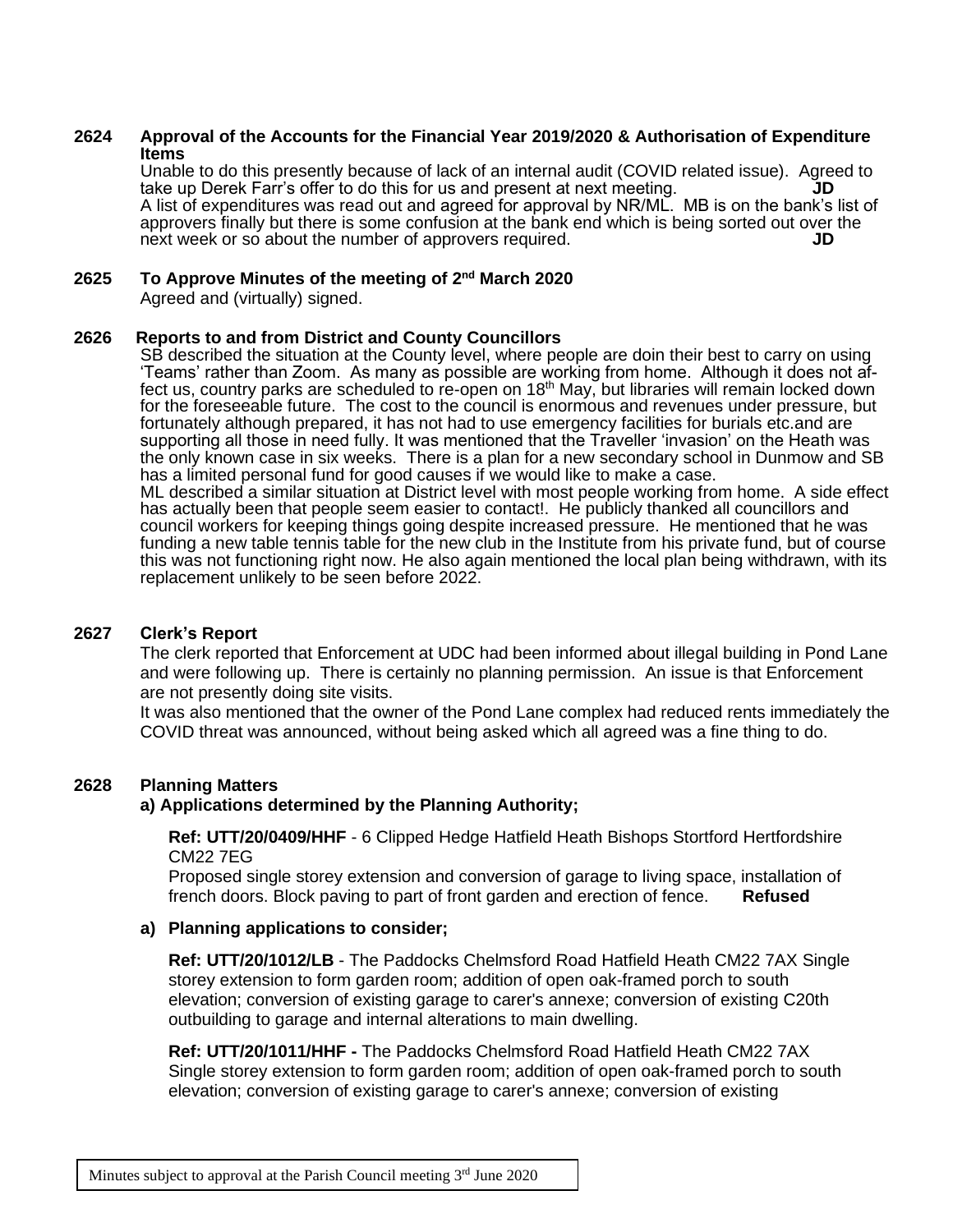**2624 Approval of the Accounts for the Financial Year 2019/2020 & Authorisation of Expenditure Items**

Unable to do this presently because of lack of an internal audit (COVID related issue). Agreed to take up Derek Farr's offer to do this for us and present at next meeting. **JD**

A list of expenditures was read out and agreed for approval by NR/ML. MB is on the bank's list of approvers finally but there is some confusion at the bank end which is being sorted out over the next week or so about the number of approvers required. **JD**

**2625 To Approve Minutes of the meeting of 2nd March 2020**

Agreed and (virtually) signed.

**2626 Reports to and from District and County Councillors**

SB described the situation at the County level, where people are doin their best to carry on using 'Teams' rather than Zoom. As many as possible are working from home. Although it does not affect us, country parks are scheduled to re-open on 18th May, but libraries will remain locked down for the foreseeable future. The cost to the council is enormous and revenues under pressure, but fortunately although prepared, it has not had to use emergency facilities for burials etc.and are supporting all those in need fully. It was mentioned that the Traveller 'invasion' on the Heath was the only known case in six weeks. There is a plan for a new secondary school in Dunmow and SB has a limited personal fund for good causes if we would like to make a case.

ML described a similar situation at District level with most people working from home. A side effect has actually been that people seem easier to contact!. He publicly thanked all councillors and council workers for keeping things going despite increased pressure. He mentioned that he was funding a new table tennis table for the new club in the Institute from his private fund, but of course this was not functioning right now. He also again mentioned the local plan being withdrawn, with its replacement unlikely to be seen before 2022.

**2627 Clerk's Report**

The clerk reported that Enforcement at UDC had been informed about illegal building in Pond Lane and were following up. There is certainly no planning permission. An issue is that Enforcement are not presently doing site visits.

It was also mentioned that the owner of the Pond Lane complex had reduced rents immediately the COVID threat was announced, without being asked which all agreed was a fine thing to do.

**2628 Planning Matters**

**a) Applications determined by the Planning Authority;**

**Ref: UTT/20/0409/HHF** - 6 Clipped Hedge Hatfield Heath Bishops Stortford Hertfordshire CM22 7EG
Proposed single storey extension and conversion of garage to living space, installation of french doors. Block paving to part of front garden and erection of fence. **Refused**

**a) Planning applications to consider;**

**Ref: UTT/20/1012/LB** - The Paddocks Chelmsford Road Hatfield Heath CM22 7AX Single storey extension to form garden room; addition of open oak-framed porch to south elevation; conversion of existing garage to carer's annexe; conversion of existing C20th outbuilding to garage and internal alterations to main dwelling.

**Ref: UTT/20/1011/HHF -** The Paddocks Chelmsford Road Hatfield Heath CM22 7AX Single storey extension to form garden room; addition of open oak-framed porch to south elevation; conversion of existing garage to carer's annexe; conversion of existing

Minutes subject to approval at the Parish Council meeting 3rd June 2020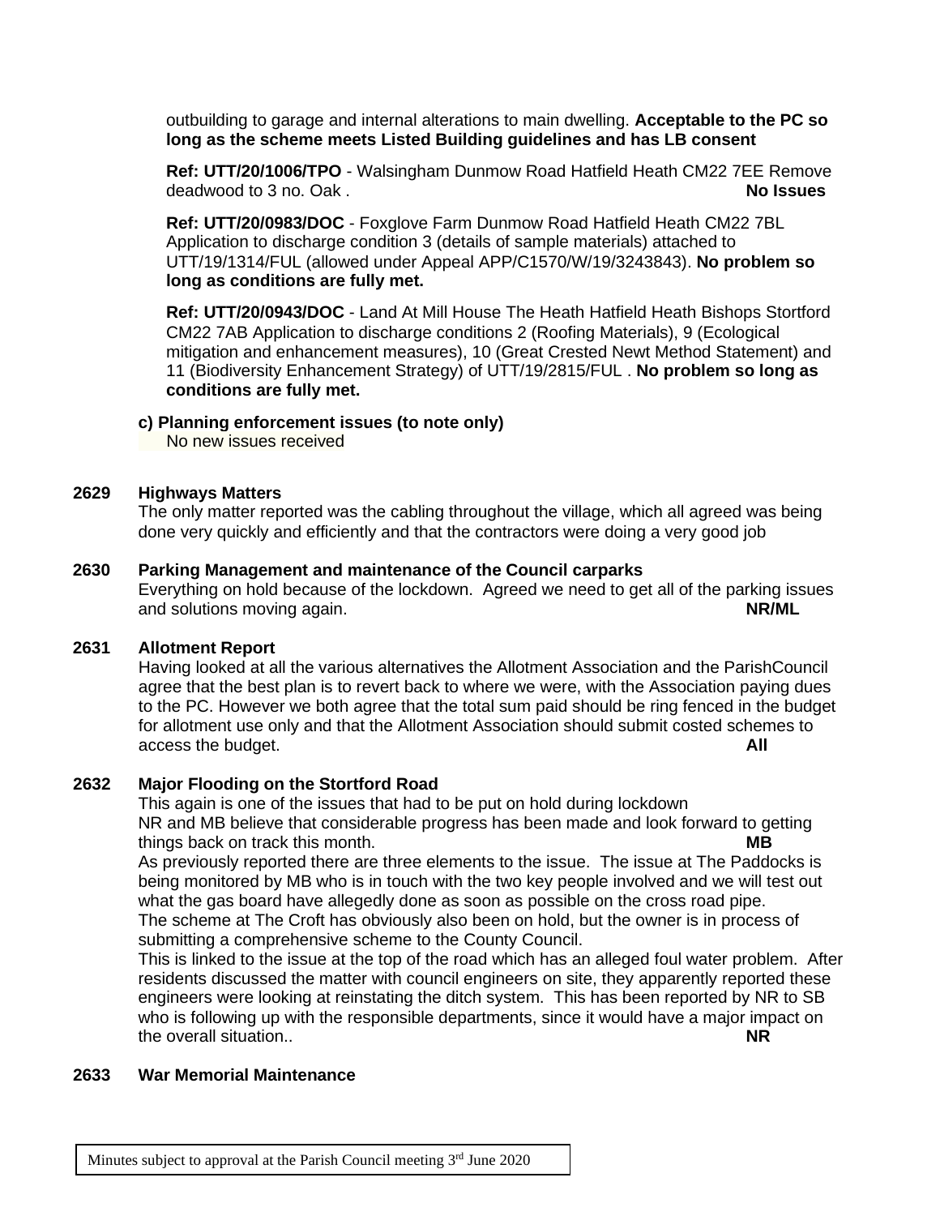outbuilding to garage and internal alterations to main dwelling. **Acceptable to the PC so long as the scheme meets Listed Building guidelines and has LB consent**

**Ref: UTT/20/1006/TPO** - Walsingham Dunmow Road Hatfield Heath CM22 7EE Remove deadwood to 3 no. Oak . **No Issues**

**Ref: UTT/20/0983/DOC** - Foxglove Farm Dunmow Road Hatfield Heath CM22 7BL Application to discharge condition 3 (details of sample materials) attached to UTT/19/1314/FUL (allowed under Appeal APP/C1570/W/19/3243843). **No problem so long as conditions are fully met.**

**Ref: UTT/20/0943/DOC** - Land At Mill House The Heath Hatfield Heath Bishops Stortford CM22 7AB Application to discharge conditions 2 (Roofing Materials), 9 (Ecological mitigation and enhancement measures), 10 (Great Crested Newt Method Statement) and 11 (Biodiversity Enhancement Strategy) of UTT/19/2815/FUL . **No problem so long as conditions are fully met.**

**c) Planning enforcement issues (to note only)**
No new issues received

**2629 Highways Matters**

The only matter reported was the cabling throughout the village, which all agreed was being done very quickly and efficiently and that the contractors were doing a very good job

**2630 Parking Management and maintenance of the Council carparks**

Everything on hold because of the lockdown. Agreed we need to get all of the parking issues and solutions moving again. **NR/ML**

**2631 Allotment Report**

Having looked at all the various alternatives the Allotment Association and the ParishCouncil agree that the best plan is to revert back to where we were, with the Association paying dues to the PC. However we both agree that the total sum paid should be ring fenced in the budget for allotment use only and that the Allotment Association should submit costed schemes to access the budget. **All**

**2632 Major Flooding on the Stortford Road**

This again is one of the issues that had to be put on hold during lockdown
NR and MB believe that considerable progress has been made and look forward to getting things back on track this month. **MB**
As previously reported there are three elements to the issue. The issue at The Paddocks is being monitored by MB who is in touch with the two key people involved and we will test out what the gas board have allegedly done as soon as possible on the cross road pipe.
The scheme at The Croft has obviously also been on hold, but the owner is in process of submitting a comprehensive scheme to the County Council.
This is linked to the issue at the top of the road which has an alleged foul water problem. After residents discussed the matter with council engineers on site, they apparently reported these engineers were looking at reinstating the ditch system. This has been reported by NR to SB who is following up with the responsible departments, since it would have a major impact on the overall situation.. **NR**

**2633 War Memorial Maintenance**

Minutes subject to approval at the Parish Council meeting 3rd June 2020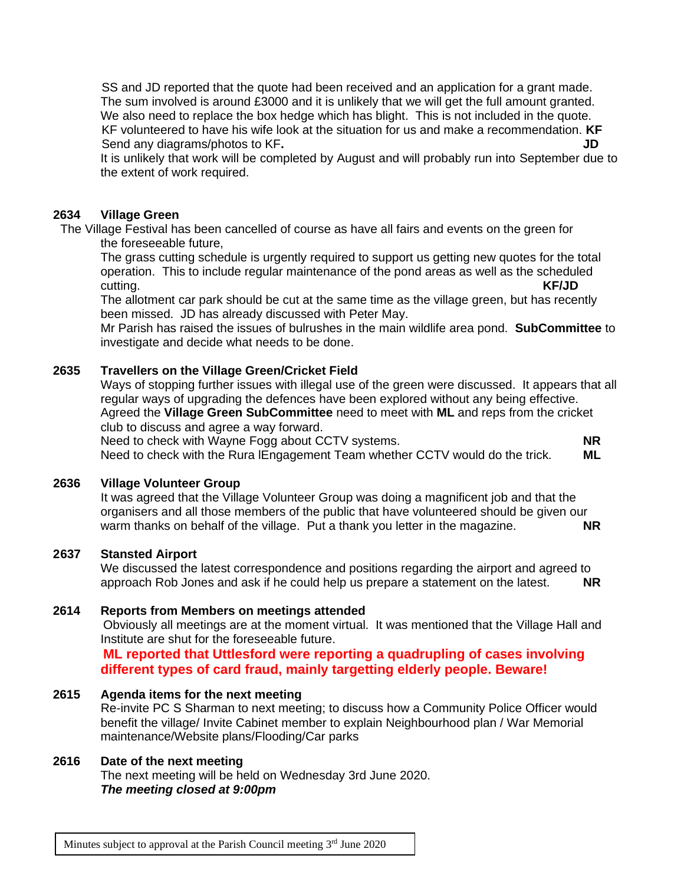SS and JD reported that the quote had been received and an application for a grant made. The sum involved is around £3000 and it is unlikely that we will get the full amount granted. We also need to replace the box hedge which has blight. This is not included in the quote. KF volunteered to have his wife look at the situation for us and make a recommendation. **KF**
Send any diagrams/photos to KF**.** **JD**
It is unlikely that work will be completed by August and will probably run into September due to the extent of work required.

**2634 Village Green**

The Village Festival has been cancelled of course as have all fairs and events on the green for the foreseeable future,
The grass cutting schedule is urgently required to support us getting new quotes for the total operation. This to include regular maintenance of the pond areas as well as the scheduled cutting. **KF/JD**
The allotment car park should be cut at the same time as the village green, but has recently been missed. JD has already discussed with Peter May.
Mr Parish has raised the issues of bulrushes in the main wildlife area pond. **SubCommittee** to investigate and decide what needs to be done.

**2635 Travellers on the Village Green/Cricket Field**

Ways of stopping further issues with illegal use of the green were discussed. It appears that all regular ways of upgrading the defences have been explored without any being effective.
Agreed the **Village Green SubCommittee** need to meet with **ML** and reps from the cricket club to discuss and agree a way forward.
Need to check with Wayne Fogg about CCTV systems. **NR**
Need to check with the Rura lEngagement Team whether CCTV would do the trick. **ML**

**2636 Village Volunteer Group**

It was agreed that the Village Volunteer Group was doing a magnificent job and that the organisers and all those members of the public that have volunteered should be given our warm thanks on behalf of the village. Put a thank you letter in the magazine. **NR**

**2637 Stansted Airport**

We discussed the latest correspondence and positions regarding the airport and agreed to approach Rob Jones and ask if he could help us prepare a statement on the latest. **NR**

**2614 Reports from Members on meetings attended**

Obviously all meetings are at the moment virtual. It was mentioned that the Village Hall and Institute are shut for the foreseeable future.
**ML reported that Uttlesford were reporting a quadrupling of cases involving different types of card fraud, mainly targetting elderly people. Beware!**

**2615 Agenda items for the next meeting**

Re-invite PC S Sharman to next meeting; to discuss how a Community Police Officer would benefit the village/ Invite Cabinet member to explain Neighbourhood plan / War Memorial maintenance/Website plans/Flooding/Car parks

**2616 Date of the next meeting**

The next meeting will be held on Wednesday 3rd June 2020.
***The meeting closed at 9:00pm***

Minutes subject to approval at the Parish Council meeting 3rd June 2020